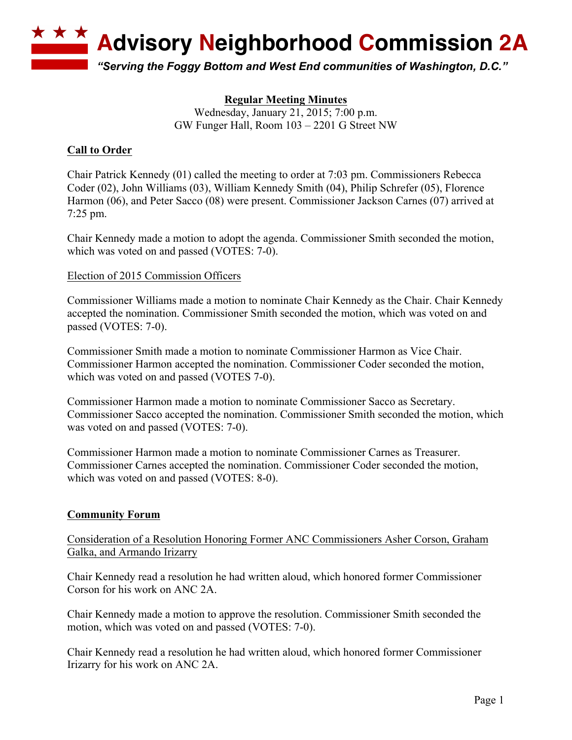# Advisory Neighborhood Commission 2A

*"Serving the Foggy Bottom and West End communities of Washington, D.C."*

**Regular Meeting Minutes**
Wednesday, January 21, 2015; 7:00 p.m.
GW Funger Hall, Room 103 – 2201 G Street NW

## Call to Order

Chair Patrick Kennedy (01) called the meeting to order at 7:03 pm. Commissioners Rebecca Coder (02), John Williams (03), William Kennedy Smith (04), Philip Schrefer (05), Florence Harmon (06), and Peter Sacco (08) were present. Commissioner Jackson Carnes (07) arrived at 7:25 pm.

Chair Kennedy made a motion to adopt the agenda. Commissioner Smith seconded the motion, which was voted on and passed (VOTES: 7-0).

### Election of 2015 Commission Officers

Commissioner Williams made a motion to nominate Chair Kennedy as the Chair. Chair Kennedy accepted the nomination. Commissioner Smith seconded the motion, which was voted on and passed (VOTES: 7-0).

Commissioner Smith made a motion to nominate Commissioner Harmon as Vice Chair. Commissioner Harmon accepted the nomination. Commissioner Coder seconded the motion, which was voted on and passed (VOTES 7-0).

Commissioner Harmon made a motion to nominate Commissioner Sacco as Secretary. Commissioner Sacco accepted the nomination. Commissioner Smith seconded the motion, which was voted on and passed (VOTES: 7-0).

Commissioner Harmon made a motion to nominate Commissioner Carnes as Treasurer. Commissioner Carnes accepted the nomination. Commissioner Coder seconded the motion, which was voted on and passed (VOTES: 8-0).

## Community Forum

### Consideration of a Resolution Honoring Former ANC Commissioners Asher Corson, Graham Galka, and Armando Irizarry

Chair Kennedy read a resolution he had written aloud, which honored former Commissioner Corson for his work on ANC 2A.

Chair Kennedy made a motion to approve the resolution. Commissioner Smith seconded the motion, which was voted on and passed (VOTES: 7-0).

Chair Kennedy read a resolution he had written aloud, which honored former Commissioner Irizarry for his work on ANC 2A.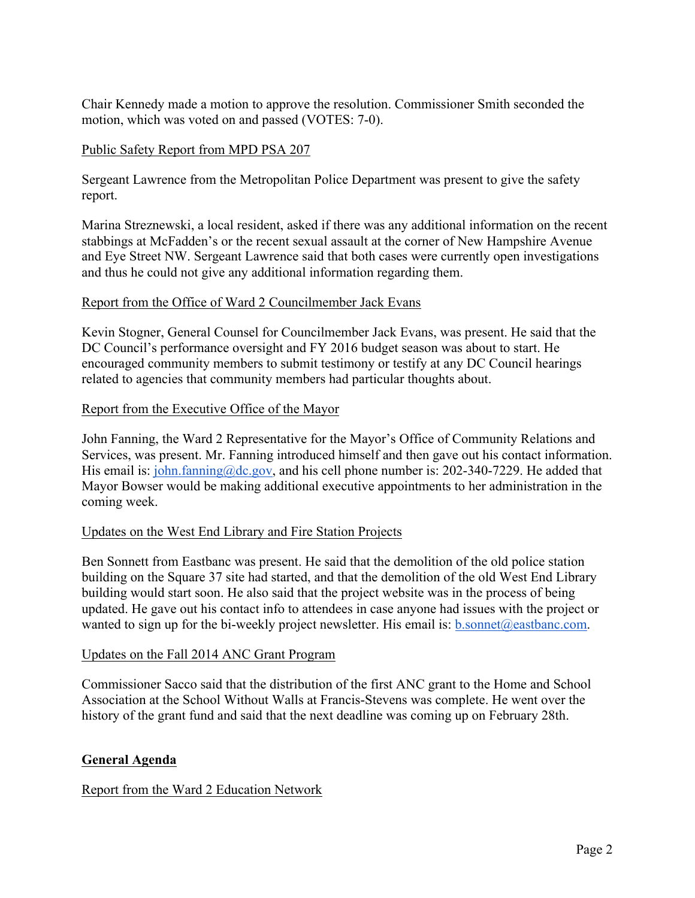Chair Kennedy made a motion to approve the resolution. Commissioner Smith seconded the motion, which was voted on and passed (VOTES: 7-0).

Public Safety Report from MPD PSA 207

Sergeant Lawrence from the Metropolitan Police Department was present to give the safety report.

Marina Streznewski, a local resident, asked if there was any additional information on the recent stabbings at McFadden's or the recent sexual assault at the corner of New Hampshire Avenue and Eye Street NW. Sergeant Lawrence said that both cases were currently open investigations and thus he could not give any additional information regarding them.

Report from the Office of Ward 2 Councilmember Jack Evans

Kevin Stogner, General Counsel for Councilmember Jack Evans, was present. He said that the DC Council's performance oversight and FY 2016 budget season was about to start. He encouraged community members to submit testimony or testify at any DC Council hearings related to agencies that community members had particular thoughts about.

Report from the Executive Office of the Mayor

John Fanning, the Ward 2 Representative for the Mayor's Office of Community Relations and Services, was present. Mr. Fanning introduced himself and then gave out his contact information. His email is: john.fanning@dc.gov, and his cell phone number is: 202-340-7229. He added that Mayor Bowser would be making additional executive appointments to her administration in the coming week.

Updates on the West End Library and Fire Station Projects

Ben Sonnett from Eastbanc was present. He said that the demolition of the old police station building on the Square 37 site had started, and that the demolition of the old West End Library building would start soon. He also said that the project website was in the process of being updated. He gave out his contact info to attendees in case anyone had issues with the project or wanted to sign up for the bi-weekly project newsletter. His email is: b.sonnet@eastbanc.com.

Updates on the Fall 2014 ANC Grant Program

Commissioner Sacco said that the distribution of the first ANC grant to the Home and School Association at the School Without Walls at Francis-Stevens was complete. He went over the history of the grant fund and said that the next deadline was coming up on February 28th.

## General Agenda

Report from the Ward 2 Education Network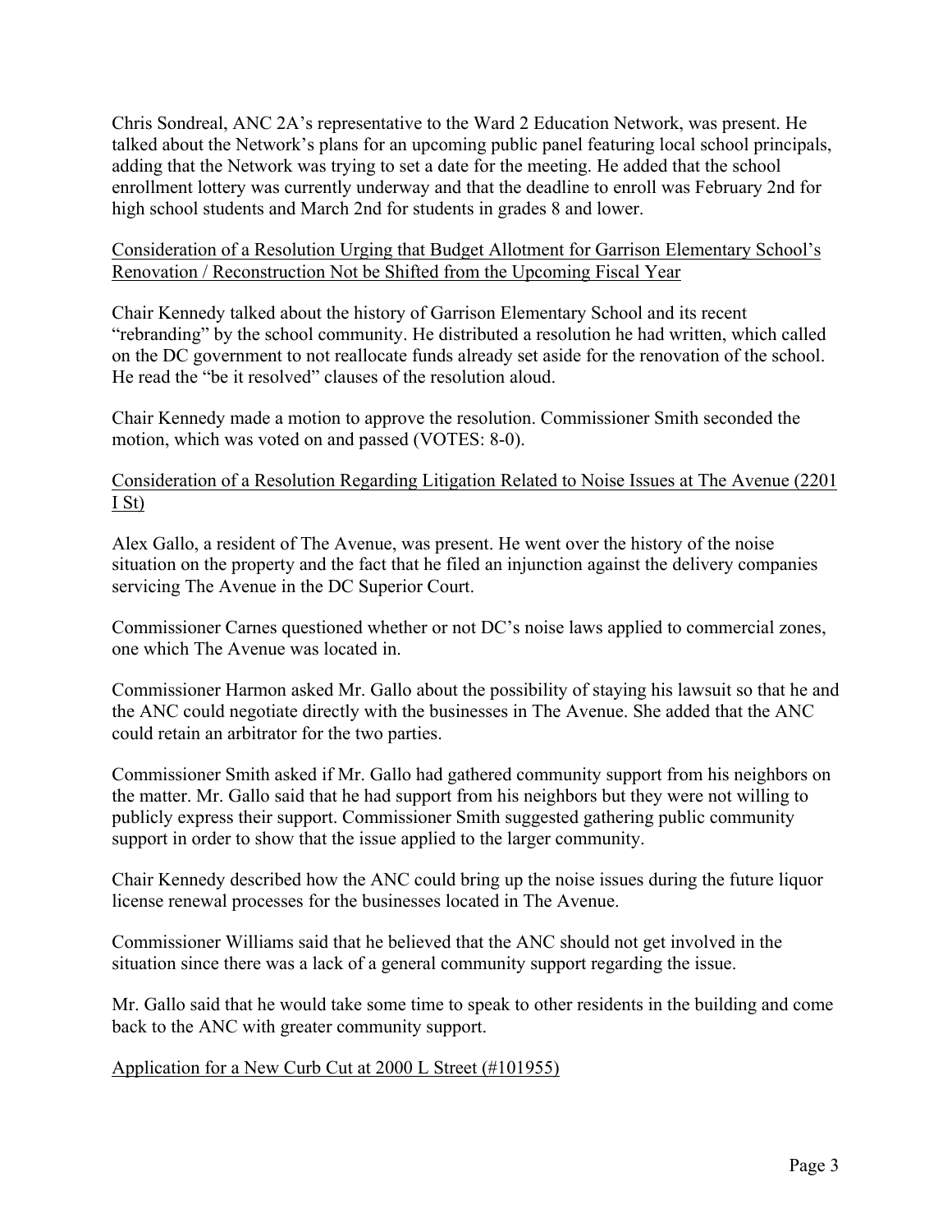Chris Sondreal, ANC 2A's representative to the Ward 2 Education Network, was present. He talked about the Network's plans for an upcoming public panel featuring local school principals, adding that the Network was trying to set a date for the meeting. He added that the school enrollment lottery was currently underway and that the deadline to enroll was February 2nd for high school students and March 2nd for students in grades 8 and lower.

<u>Consideration of a Resolution Urging that Budget Allotment for Garrison Elementary School's Renovation / Reconstruction Not be Shifted from the Upcoming Fiscal Year</u>

Chair Kennedy talked about the history of Garrison Elementary School and its recent "rebranding" by the school community. He distributed a resolution he had written, which called on the DC government to not reallocate funds already set aside for the renovation of the school. He read the "be it resolved" clauses of the resolution aloud.

Chair Kennedy made a motion to approve the resolution. Commissioner Smith seconded the motion, which was voted on and passed (VOTES: 8-0).

<u>Consideration of a Resolution Regarding Litigation Related to Noise Issues at The Avenue (2201 I St)</u>

Alex Gallo, a resident of The Avenue, was present. He went over the history of the noise situation on the property and the fact that he filed an injunction against the delivery companies servicing The Avenue in the DC Superior Court.

Commissioner Carnes questioned whether or not DC's noise laws applied to commercial zones, one which The Avenue was located in.

Commissioner Harmon asked Mr. Gallo about the possibility of staying his lawsuit so that he and the ANC could negotiate directly with the businesses in The Avenue. She added that the ANC could retain an arbitrator for the two parties.

Commissioner Smith asked if Mr. Gallo had gathered community support from his neighbors on the matter. Mr. Gallo said that he had support from his neighbors but they were not willing to publicly express their support. Commissioner Smith suggested gathering public community support in order to show that the issue applied to the larger community.

Chair Kennedy described how the ANC could bring up the noise issues during the future liquor license renewal processes for the businesses located in The Avenue.

Commissioner Williams said that he believed that the ANC should not get involved in the situation since there was a lack of a general community support regarding the issue.

Mr. Gallo said that he would take some time to speak to other residents in the building and come back to the ANC with greater community support.

<u>Application for a New Curb Cut at 2000 L Street (#101955)</u>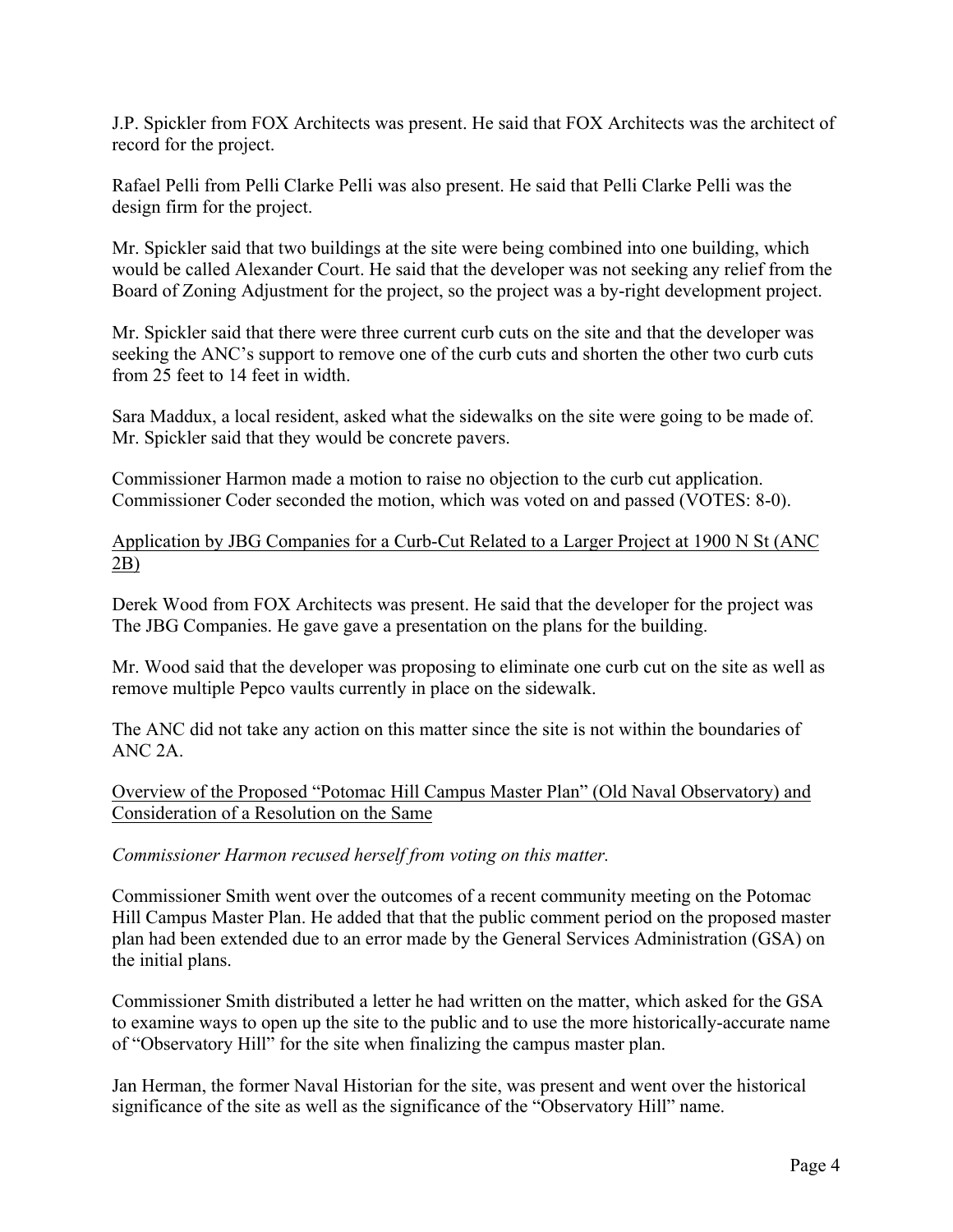J.P. Spickler from FOX Architects was present. He said that FOX Architects was the architect of record for the project.

Rafael Pelli from Pelli Clarke Pelli was also present. He said that Pelli Clarke Pelli was the design firm for the project.

Mr. Spickler said that two buildings at the site were being combined into one building, which would be called Alexander Court. He said that the developer was not seeking any relief from the Board of Zoning Adjustment for the project, so the project was a by-right development project.

Mr. Spickler said that there were three current curb cuts on the site and that the developer was seeking the ANC's support to remove one of the curb cuts and shorten the other two curb cuts from 25 feet to 14 feet in width.

Sara Maddux, a local resident, asked what the sidewalks on the site were going to be made of. Mr. Spickler said that they would be concrete pavers.

Commissioner Harmon made a motion to raise no objection to the curb cut application. Commissioner Coder seconded the motion, which was voted on and passed (VOTES: 8-0).

<u>Application by JBG Companies for a Curb-Cut Related to a Larger Project at 1900 N St (ANC 2B)</u>

Derek Wood from FOX Architects was present. He said that the developer for the project was The JBG Companies. He gave gave a presentation on the plans for the building.

Mr. Wood said that the developer was proposing to eliminate one curb cut on the site as well as remove multiple Pepco vaults currently in place on the sidewalk.

The ANC did not take any action on this matter since the site is not within the boundaries of ANC 2A.

<u>Overview of the Proposed "Potomac Hill Campus Master Plan" (Old Naval Observatory) and Consideration of a Resolution on the Same</u>

*Commissioner Harmon recused herself from voting on this matter.*

Commissioner Smith went over the outcomes of a recent community meeting on the Potomac Hill Campus Master Plan. He added that that the public comment period on the proposed master plan had been extended due to an error made by the General Services Administration (GSA) on the initial plans.

Commissioner Smith distributed a letter he had written on the matter, which asked for the GSA to examine ways to open up the site to the public and to use the more historically-accurate name of "Observatory Hill" for the site when finalizing the campus master plan.

Jan Herman, the former Naval Historian for the site, was present and went over the historical significance of the site as well as the significance of the "Observatory Hill" name.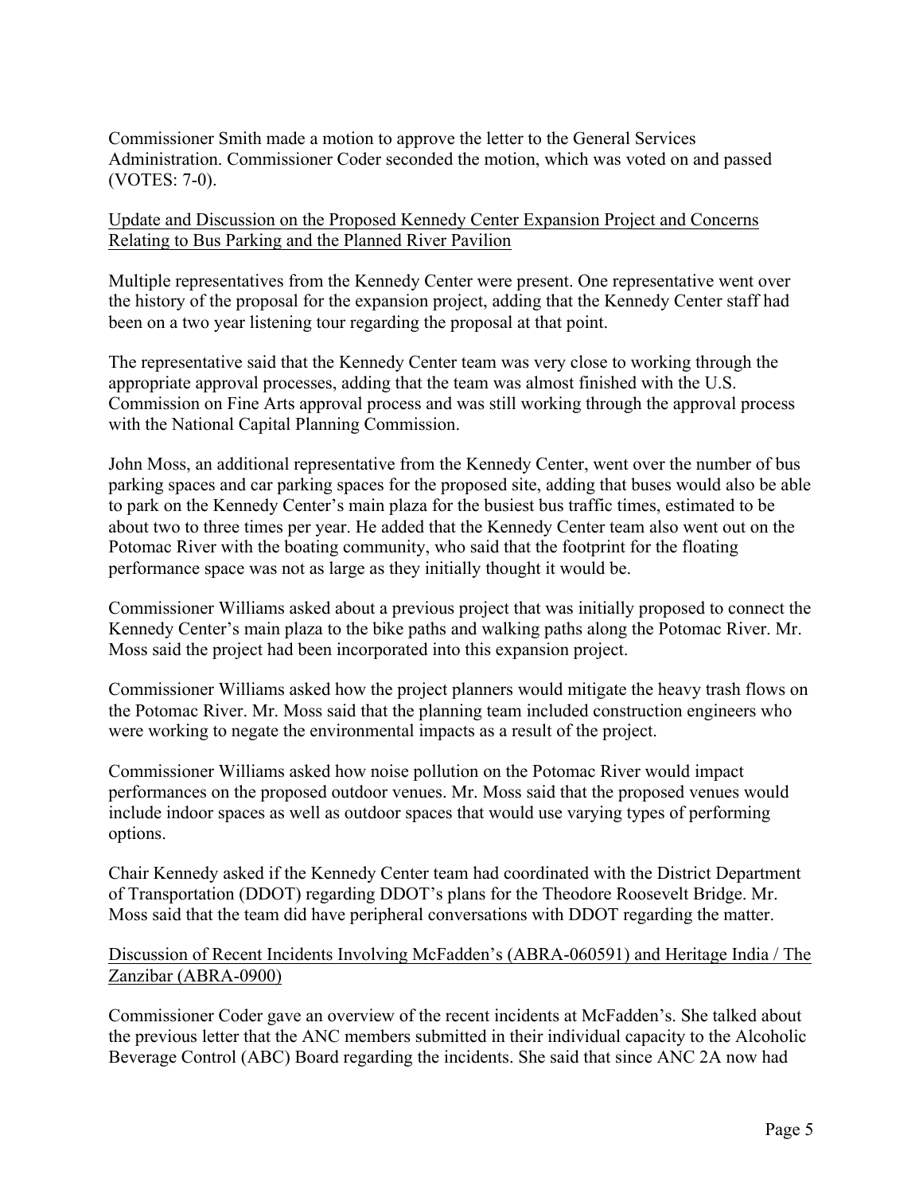Commissioner Smith made a motion to approve the letter to the General Services Administration. Commissioner Coder seconded the motion, which was voted on and passed (VOTES: 7-0).

Update and Discussion on the Proposed Kennedy Center Expansion Project and Concerns Relating to Bus Parking and the Planned River Pavilion

Multiple representatives from the Kennedy Center were present. One representative went over the history of the proposal for the expansion project, adding that the Kennedy Center staff had been on a two year listening tour regarding the proposal at that point.

The representative said that the Kennedy Center team was very close to working through the appropriate approval processes, adding that the team was almost finished with the U.S. Commission on Fine Arts approval process and was still working through the approval process with the National Capital Planning Commission.

John Moss, an additional representative from the Kennedy Center, went over the number of bus parking spaces and car parking spaces for the proposed site, adding that buses would also be able to park on the Kennedy Center's main plaza for the busiest bus traffic times, estimated to be about two to three times per year. He added that the Kennedy Center team also went out on the Potomac River with the boating community, who said that the footprint for the floating performance space was not as large as they initially thought it would be.

Commissioner Williams asked about a previous project that was initially proposed to connect the Kennedy Center's main plaza to the bike paths and walking paths along the Potomac River. Mr. Moss said the project had been incorporated into this expansion project.

Commissioner Williams asked how the project planners would mitigate the heavy trash flows on the Potomac River. Mr. Moss said that the planning team included construction engineers who were working to negate the environmental impacts as a result of the project.

Commissioner Williams asked how noise pollution on the Potomac River would impact performances on the proposed outdoor venues. Mr. Moss said that the proposed venues would include indoor spaces as well as outdoor spaces that would use varying types of performing options.

Chair Kennedy asked if the Kennedy Center team had coordinated with the District Department of Transportation (DDOT) regarding DDOT's plans for the Theodore Roosevelt Bridge. Mr. Moss said that the team did have peripheral conversations with DDOT regarding the matter.

Discussion of Recent Incidents Involving McFadden's (ABRA-060591) and Heritage India / The Zanzibar (ABRA-0900)

Commissioner Coder gave an overview of the recent incidents at McFadden's. She talked about the previous letter that the ANC members submitted in their individual capacity to the Alcoholic Beverage Control (ABC) Board regarding the incidents. She said that since ANC 2A now had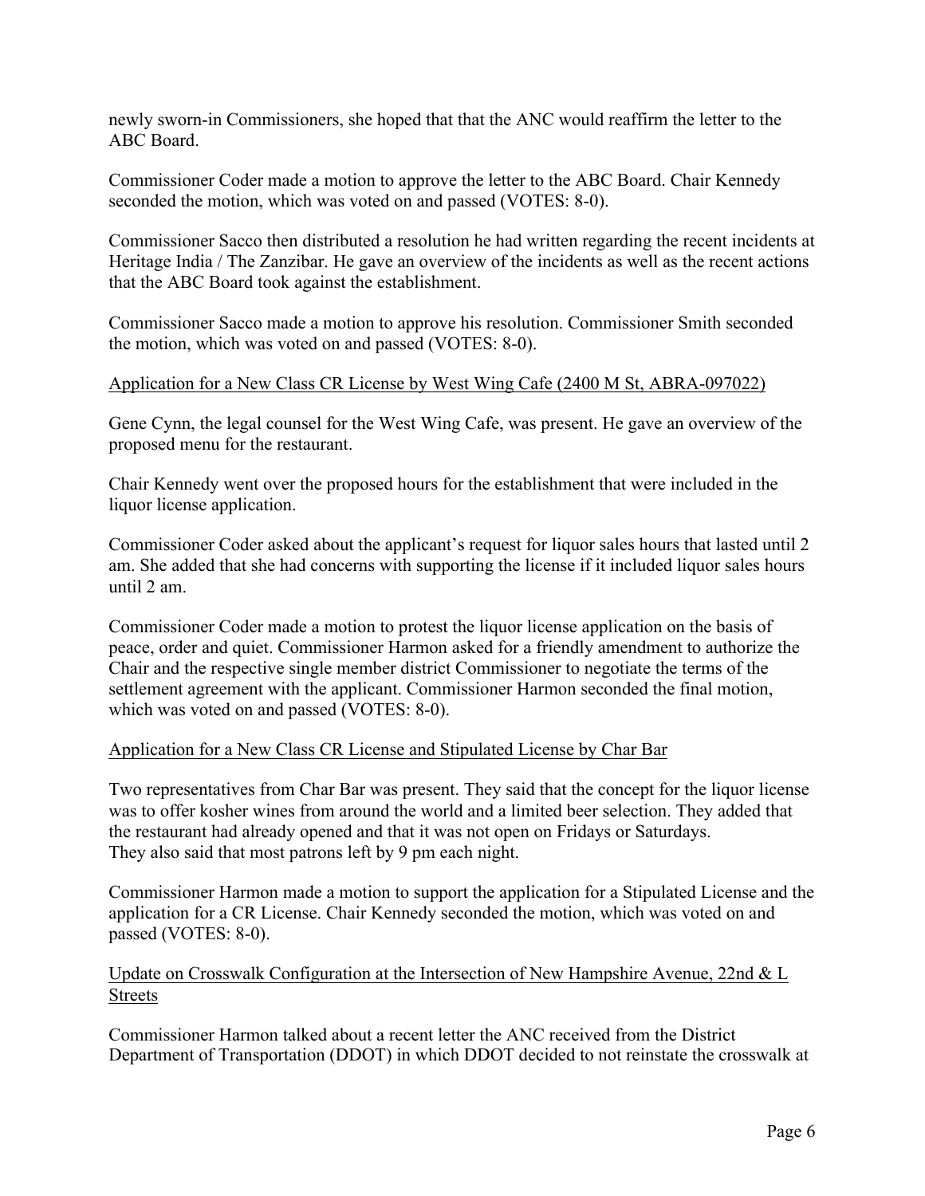newly sworn-in Commissioners, she hoped that that the ANC would reaffirm the letter to the ABC Board.

Commissioner Coder made a motion to approve the letter to the ABC Board. Chair Kennedy seconded the motion, which was voted on and passed (VOTES: 8-0).

Commissioner Sacco then distributed a resolution he had written regarding the recent incidents at Heritage India / The Zanzibar. He gave an overview of the incidents as well as the recent actions that the ABC Board took against the establishment.

Commissioner Sacco made a motion to approve his resolution. Commissioner Smith seconded the motion, which was voted on and passed (VOTES: 8-0).

<u>Application for a New Class CR License by West Wing Cafe (2400 M St, ABRA-097022)</u>

Gene Cynn, the legal counsel for the West Wing Cafe, was present. He gave an overview of the proposed menu for the restaurant.

Chair Kennedy went over the proposed hours for the establishment that were included in the liquor license application.

Commissioner Coder asked about the applicant's request for liquor sales hours that lasted until 2 am. She added that she had concerns with supporting the license if it included liquor sales hours until 2 am.

Commissioner Coder made a motion to protest the liquor license application on the basis of peace, order and quiet. Commissioner Harmon asked for a friendly amendment to authorize the Chair and the respective single member district Commissioner to negotiate the terms of the settlement agreement with the applicant. Commissioner Harmon seconded the final motion, which was voted on and passed (VOTES: 8-0).

<u>Application for a New Class CR License and Stipulated License by Char Bar</u>

Two representatives from Char Bar was present. They said that the concept for the liquor license was to offer kosher wines from around the world and a limited beer selection. They added that the restaurant had already opened and that it was not open on Fridays or Saturdays.
They also said that most patrons left by 9 pm each night.

Commissioner Harmon made a motion to support the application for a Stipulated License and the application for a CR License. Chair Kennedy seconded the motion, which was voted on and passed (VOTES: 8-0).

<u>Update on Crosswalk Configuration at the Intersection of New Hampshire Avenue, 22nd & L Streets</u>

Commissioner Harmon talked about a recent letter the ANC received from the District Department of Transportation (DDOT) in which DDOT decided to not reinstate the crosswalk at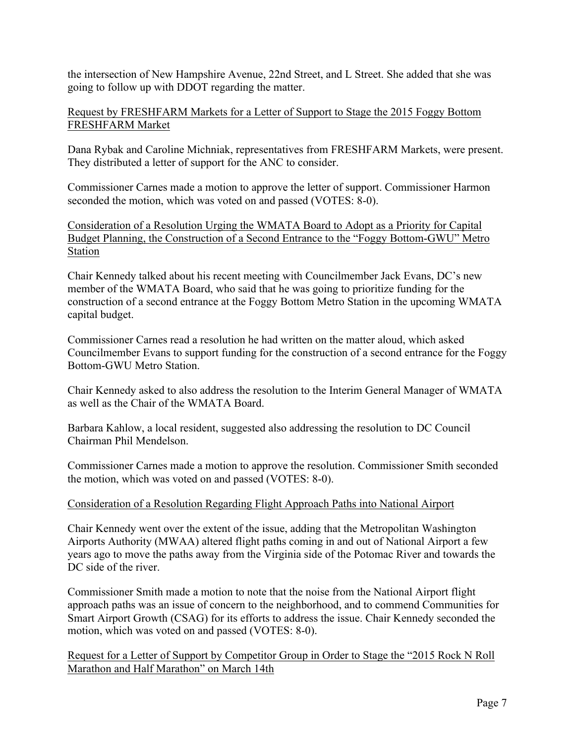the intersection of New Hampshire Avenue, 22nd Street, and L Street. She added that she was going to follow up with DDOT regarding the matter.

<u>Request by FRESHFARM Markets for a Letter of Support to Stage the 2015 Foggy Bottom FRESHFARM Market</u>

Dana Rybak and Caroline Michniak, representatives from FRESHFARM Markets, were present. They distributed a letter of support for the ANC to consider.

Commissioner Carnes made a motion to approve the letter of support. Commissioner Harmon seconded the motion, which was voted on and passed (VOTES: 8-0).

<u>Consideration of a Resolution Urging the WMATA Board to Adopt as a Priority for Capital Budget Planning, the Construction of a Second Entrance to the "Foggy Bottom-GWU" Metro Station</u>

Chair Kennedy talked about his recent meeting with Councilmember Jack Evans, DC's new member of the WMATA Board, who said that he was going to prioritize funding for the construction of a second entrance at the Foggy Bottom Metro Station in the upcoming WMATA capital budget.

Commissioner Carnes read a resolution he had written on the matter aloud, which asked Councilmember Evans to support funding for the construction of a second entrance for the Foggy Bottom-GWU Metro Station.

Chair Kennedy asked to also address the resolution to the Interim General Manager of WMATA as well as the Chair of the WMATA Board.

Barbara Kahlow, a local resident, suggested also addressing the resolution to DC Council Chairman Phil Mendelson.

Commissioner Carnes made a motion to approve the resolution. Commissioner Smith seconded the motion, which was voted on and passed (VOTES: 8-0).

<u>Consideration of a Resolution Regarding Flight Approach Paths into National Airport</u>

Chair Kennedy went over the extent of the issue, adding that the Metropolitan Washington Airports Authority (MWAA) altered flight paths coming in and out of National Airport a few years ago to move the paths away from the Virginia side of the Potomac River and towards the DC side of the river.

Commissioner Smith made a motion to note that the noise from the National Airport flight approach paths was an issue of concern to the neighborhood, and to commend Communities for Smart Airport Growth (CSAG) for its efforts to address the issue. Chair Kennedy seconded the motion, which was voted on and passed (VOTES: 8-0).

<u>Request for a Letter of Support by Competitor Group in Order to Stage the "2015 Rock N Roll Marathon and Half Marathon" on March 14th</u>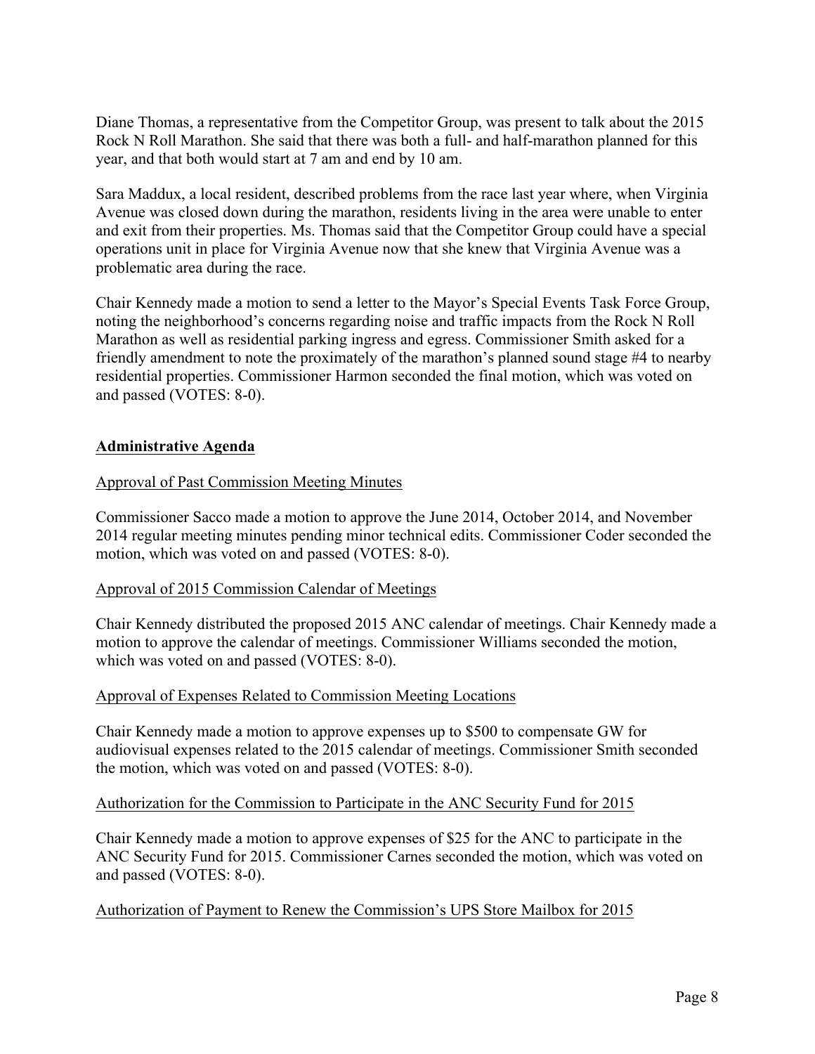Diane Thomas, a representative from the Competitor Group, was present to talk about the 2015 Rock N Roll Marathon. She said that there was both a full- and half-marathon planned for this year, and that both would start at 7 am and end by 10 am.

Sara Maddux, a local resident, described problems from the race last year where, when Virginia Avenue was closed down during the marathon, residents living in the area were unable to enter and exit from their properties. Ms. Thomas said that the Competitor Group could have a special operations unit in place for Virginia Avenue now that she knew that Virginia Avenue was a problematic area during the race.

Chair Kennedy made a motion to send a letter to the Mayor's Special Events Task Force Group, noting the neighborhood's concerns regarding noise and traffic impacts from the Rock N Roll Marathon as well as residential parking ingress and egress. Commissioner Smith asked for a friendly amendment to note the proximately of the marathon's planned sound stage #4 to nearby residential properties. Commissioner Harmon seconded the final motion, which was voted on and passed (VOTES: 8-0).

## Administrative Agenda

### Approval of Past Commission Meeting Minutes

Commissioner Sacco made a motion to approve the June 2014, October 2014, and November 2014 regular meeting minutes pending minor technical edits. Commissioner Coder seconded the motion, which was voted on and passed (VOTES: 8-0).

### Approval of 2015 Commission Calendar of Meetings

Chair Kennedy distributed the proposed 2015 ANC calendar of meetings. Chair Kennedy made a motion to approve the calendar of meetings. Commissioner Williams seconded the motion, which was voted on and passed (VOTES: 8-0).

### Approval of Expenses Related to Commission Meeting Locations

Chair Kennedy made a motion to approve expenses up to $500 to compensate GW for audiovisual expenses related to the 2015 calendar of meetings. Commissioner Smith seconded the motion, which was voted on and passed (VOTES: 8-0).

### Authorization for the Commission to Participate in the ANC Security Fund for 2015

Chair Kennedy made a motion to approve expenses of $25 for the ANC to participate in the ANC Security Fund for 2015. Commissioner Carnes seconded the motion, which was voted on and passed (VOTES: 8-0).

### Authorization of Payment to Renew the Commission's UPS Store Mailbox for 2015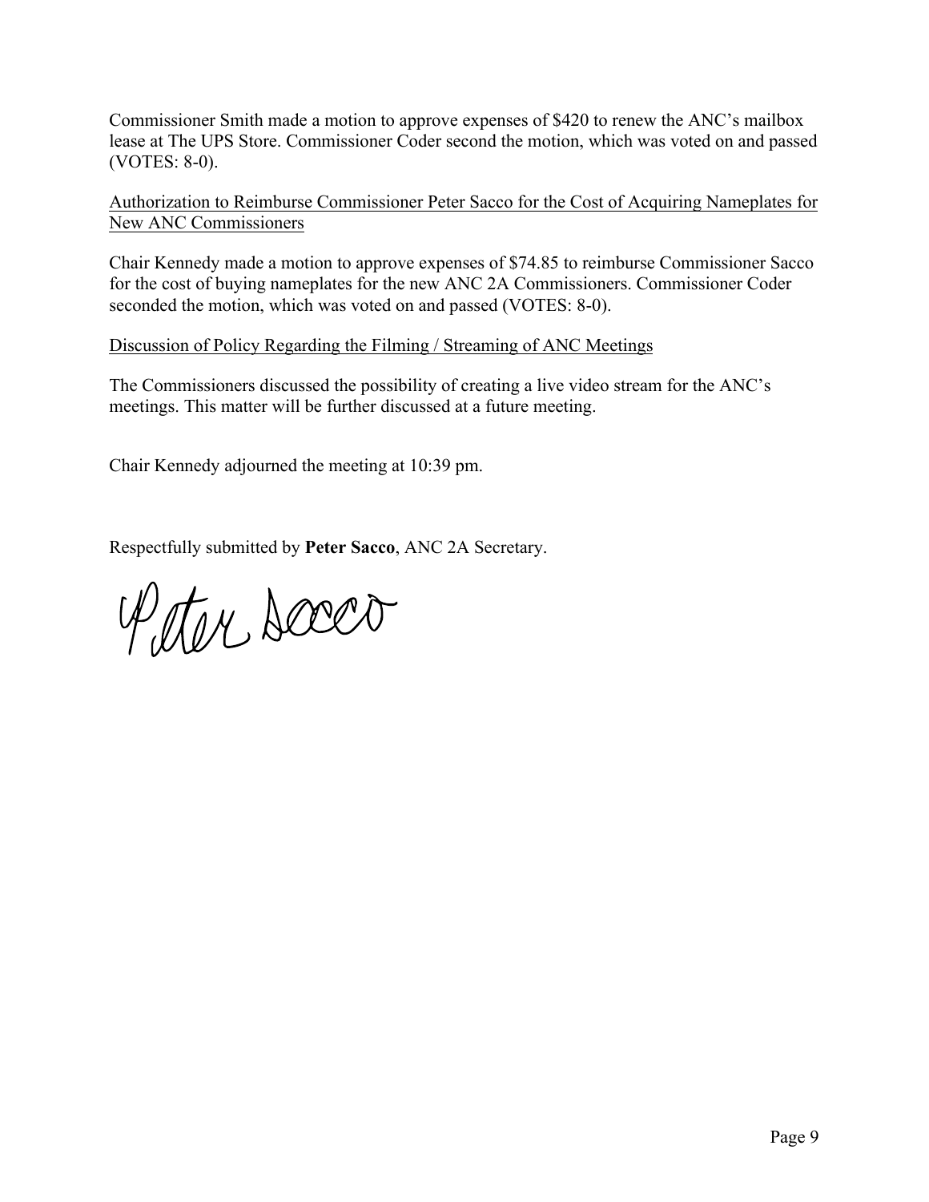Commissioner Smith made a motion to approve expenses of $420 to renew the ANC's mailbox lease at The UPS Store. Commissioner Coder second the motion, which was voted on and passed (VOTES: 8-0).

Authorization to Reimburse Commissioner Peter Sacco for the Cost of Acquiring Nameplates for New ANC Commissioners

Chair Kennedy made a motion to approve expenses of $74.85 to reimburse Commissioner Sacco for the cost of buying nameplates for the new ANC 2A Commissioners. Commissioner Coder seconded the motion, which was voted on and passed (VOTES: 8-0).

Discussion of Policy Regarding the Filming / Streaming of ANC Meetings

The Commissioners discussed the possibility of creating a live video stream for the ANC's meetings. This matter will be further discussed at a future meeting.

Chair Kennedy adjourned the meeting at 10:39 pm.

Respectfully submitted by **Peter Sacco**, ANC 2A Secretary.

Peter Sacco